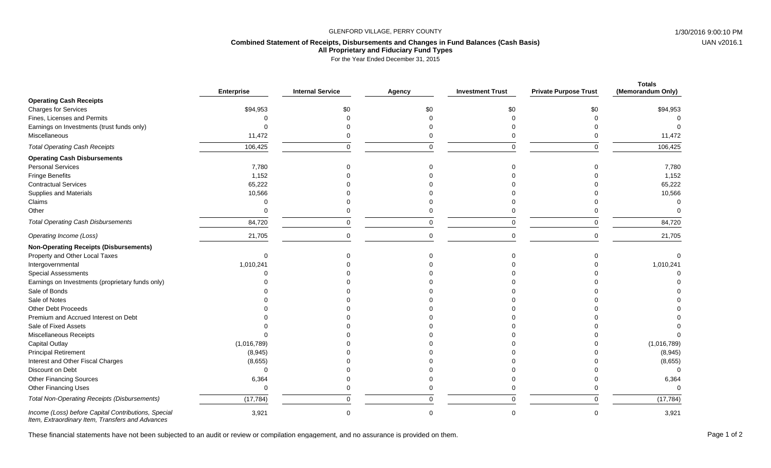GLENFORD VILLAGE, PERRY COUNTY

**Combined Statement of Receipts, Disbursements and Changes in Fund Balances (Cash Basis)**
**All Proprietary and Fiduciary Fund Types**
For the Year Ended December 31, 2015

| | Enterprise | Internal Service | Agency | Investment Trust | Private Purpose Trust | Totals (Memorandum Only) |
|---|---|---|---|---|---|---|
| **Operating Cash Receipts** | | | | | | |
| Charges for Services | $94,953 | $0 | $0 | $0 | $0 | $94,953 |
| Fines, Licenses and Permits | 0 | 0 | 0 | 0 | 0 | 0 |
| Earnings on Investments (trust funds only) | 0 | 0 | 0 | 0 | 0 | 0 |
| Miscellaneous | 11,472 | 0 | 0 | 0 | 0 | 11,472 |
| *Total Operating Cash Receipts* | 106,425 | 0 | 0 | 0 | 0 | 106,425 |
| **Operating Cash Disbursements** | | | | | | |
| Personal Services | 7,780 | 0 | 0 | 0 | 0 | 7,780 |
| Fringe Benefits | 1,152 | 0 | 0 | 0 | 0 | 1,152 |
| Contractual Services | 65,222 | 0 | 0 | 0 | 0 | 65,222 |
| Supplies and Materials | 10,566 | 0 | 0 | 0 | 0 | 10,566 |
| Claims | 0 | 0 | 0 | 0 | 0 | 0 |
| Other | 0 | 0 | 0 | 0 | 0 | 0 |
| *Total Operating Cash Disbursements* | 84,720 | 0 | 0 | 0 | 0 | 84,720 |
| *Operating Income (Loss)* | 21,705 | 0 | 0 | 0 | 0 | 21,705 |
| **Non-Operating Receipts (Disbursements)** | | | | | | |
| Property and Other Local Taxes | 0 | 0 | 0 | 0 | 0 | 0 |
| Intergovernmental | 1,010,241 | 0 | 0 | 0 | 0 | 1,010,241 |
| Special Assessments | 0 | 0 | 0 | 0 | 0 | 0 |
| Earnings on Investments (proprietary funds only) | 0 | 0 | 0 | 0 | 0 | 0 |
| Sale of Bonds | 0 | 0 | 0 | 0 | 0 | 0 |
| Sale of Notes | 0 | 0 | 0 | 0 | 0 | 0 |
| Other Debt Proceeds | 0 | 0 | 0 | 0 | 0 | 0 |
| Premium and Accrued Interest on Debt | 0 | 0 | 0 | 0 | 0 | 0 |
| Sale of Fixed Assets | 0 | 0 | 0 | 0 | 0 | 0 |
| Miscellaneous Receipts | 0 | 0 | 0 | 0 | 0 | 0 |
| Capital Outlay | (1,016,789) | 0 | 0 | 0 | 0 | (1,016,789) |
| Principal Retirement | (8,945) | 0 | 0 | 0 | 0 | (8,945) |
| Interest and Other Fiscal Charges | (8,655) | 0 | 0 | 0 | 0 | (8,655) |
| Discount on Debt | 0 | 0 | 0 | 0 | 0 | 0 |
| Other Financing Sources | 6,364 | 0 | 0 | 0 | 0 | 6,364 |
| Other Financing Uses | 0 | 0 | 0 | 0 | 0 | 0 |
| *Total Non-Operating Receipts (Disbursements)* | (17,784) | 0 | 0 | 0 | 0 | (17,784) |
| *Income (Loss) before Capital Contributions, Special Item, Extraordinary Item, Transfers and Advances* | 3,921 | 0 | 0 | 0 | 0 | 3,921 |

These financial statements have not been subjected to an audit or review or compilation engagement, and no assurance is provided on them.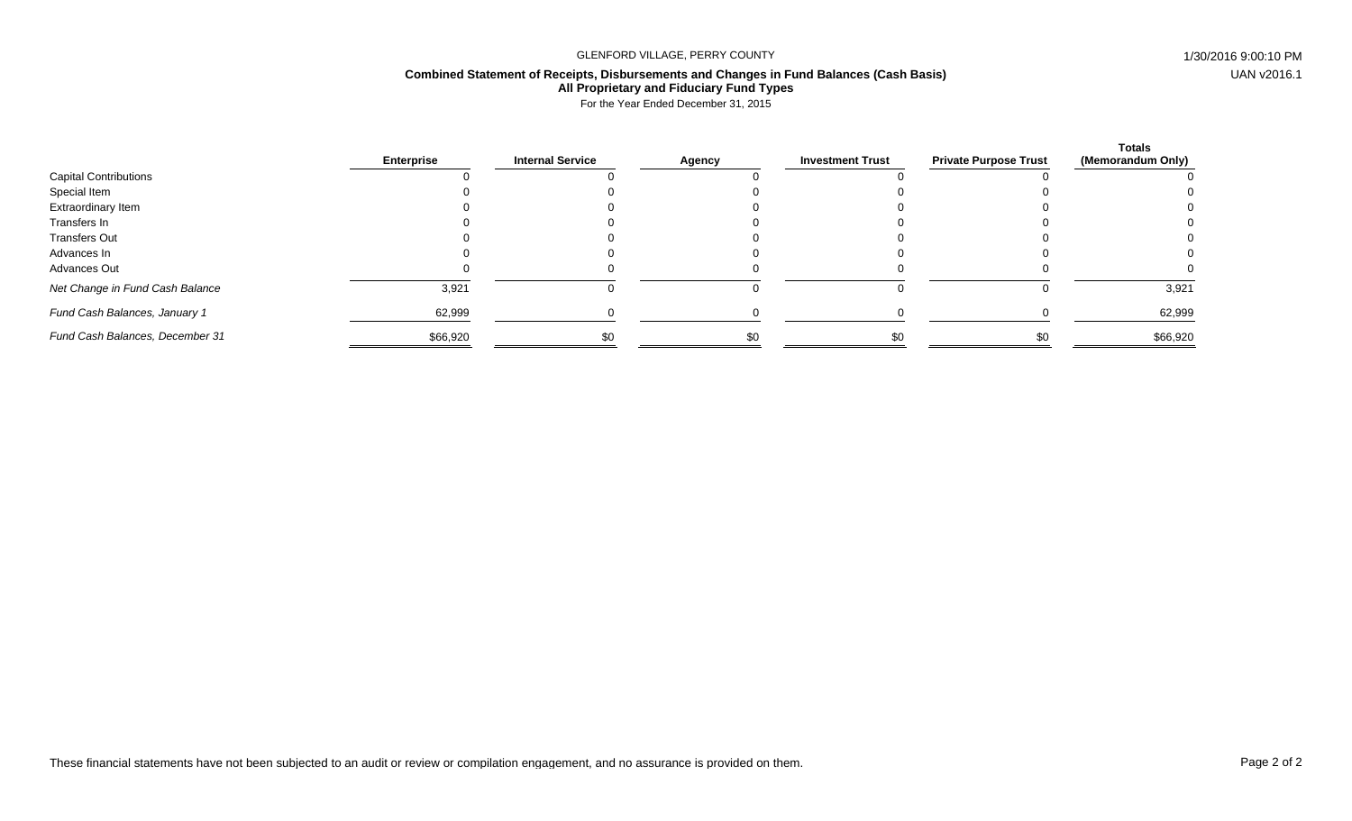GLENFORD VILLAGE, PERRY COUNTY

**Combined Statement of Receipts, Disbursements and Changes in Fund Balances (Cash Basis)**
**All Proprietary and Fiduciary Fund Types**
For the Year Ended December 31, 2015

| | Enterprise | Internal Service | Agency | Investment Trust | Private Purpose Trust | Totals (Memorandum Only) |
|---|---|---|---|---|---|---|
| Capital Contributions | 0 | 0 | 0 | 0 | 0 | 0 |
| Special Item | 0 | 0 | 0 | 0 | 0 | 0 |
| Extraordinary Item | 0 | 0 | 0 | 0 | 0 | 0 |
| Transfers In | 0 | 0 | 0 | 0 | 0 | 0 |
| Transfers Out | 0 | 0 | 0 | 0 | 0 | 0 |
| Advances In | 0 | 0 | 0 | 0 | 0 | 0 |
| Advances Out | 0 | 0 | 0 | 0 | 0 | 0 |
| *Net Change in Fund Cash Balance* | 3,921 | 0 | 0 | 0 | 0 | 3,921 |
| *Fund Cash Balances, January 1* | 62,999 | 0 | 0 | 0 | 0 | 62,999 |
| *Fund Cash Balances, December 31* | $66,920 | $0 | $0 | $0 | $0 | $66,920 |

These financial statements have not been subjected to an audit or review or compilation engagement, and no assurance is provided on them.